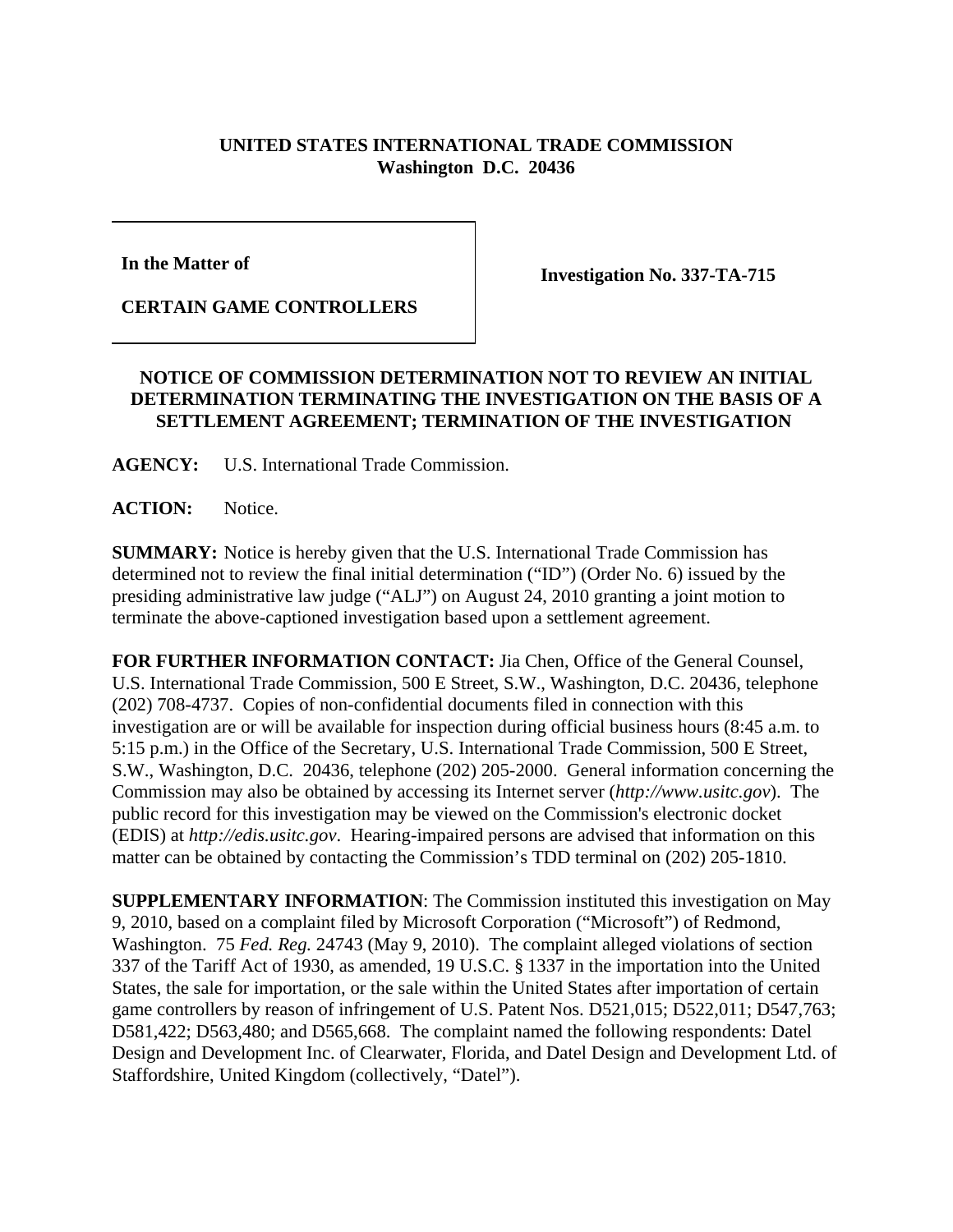**UNITED STATES INTERNATIONAL TRADE COMMISSION**
**Washington D.C. 20436**

| | |
|---|---|
| **In the Matter of**<br><br>**CERTAIN GAME CONTROLLERS** | **Investigation No. 337-TA-715** |

**NOTICE OF COMMISSION DETERMINATION NOT TO REVIEW AN INITIAL DETERMINATION TERMINATING THE INVESTIGATION ON THE BASIS OF A SETTLEMENT AGREEMENT; TERMINATION OF THE INVESTIGATION**

**AGENCY:** U.S. International Trade Commission.

**ACTION:** Notice.

**SUMMARY:** Notice is hereby given that the U.S. International Trade Commission has determined not to review the final initial determination ("ID") (Order No. 6) issued by the presiding administrative law judge ("ALJ") on August 24, 2010 granting a joint motion to terminate the above-captioned investigation based upon a settlement agreement.

**FOR FURTHER INFORMATION CONTACT:** Jia Chen, Office of the General Counsel, U.S. International Trade Commission, 500 E Street, S.W., Washington, D.C. 20436, telephone (202) 708-4737. Copies of non-confidential documents filed in connection with this investigation are or will be available for inspection during official business hours (8:45 a.m. to 5:15 p.m.) in the Office of the Secretary, U.S. International Trade Commission, 500 E Street, S.W., Washington, D.C. 20436, telephone (202) 205-2000. General information concerning the Commission may also be obtained by accessing its Internet server (*http://www.usitc.gov*). The public record for this investigation may be viewed on the Commission's electronic docket (EDIS) at *http://edis.usitc.gov*. Hearing-impaired persons are advised that information on this matter can be obtained by contacting the Commission's TDD terminal on (202) 205-1810.

**SUPPLEMENTARY INFORMATION**: The Commission instituted this investigation on May 9, 2010, based on a complaint filed by Microsoft Corporation ("Microsoft") of Redmond, Washington. 75 *Fed. Reg.* 24743 (May 9, 2010). The complaint alleged violations of section 337 of the Tariff Act of 1930, as amended, 19 U.S.C. § 1337 in the importation into the United States, the sale for importation, or the sale within the United States after importation of certain game controllers by reason of infringement of U.S. Patent Nos. D521,015; D522,011; D547,763; D581,422; D563,480; and D565,668. The complaint named the following respondents: Datel Design and Development Inc. of Clearwater, Florida, and Datel Design and Development Ltd. of Staffordshire, United Kingdom (collectively, "Datel").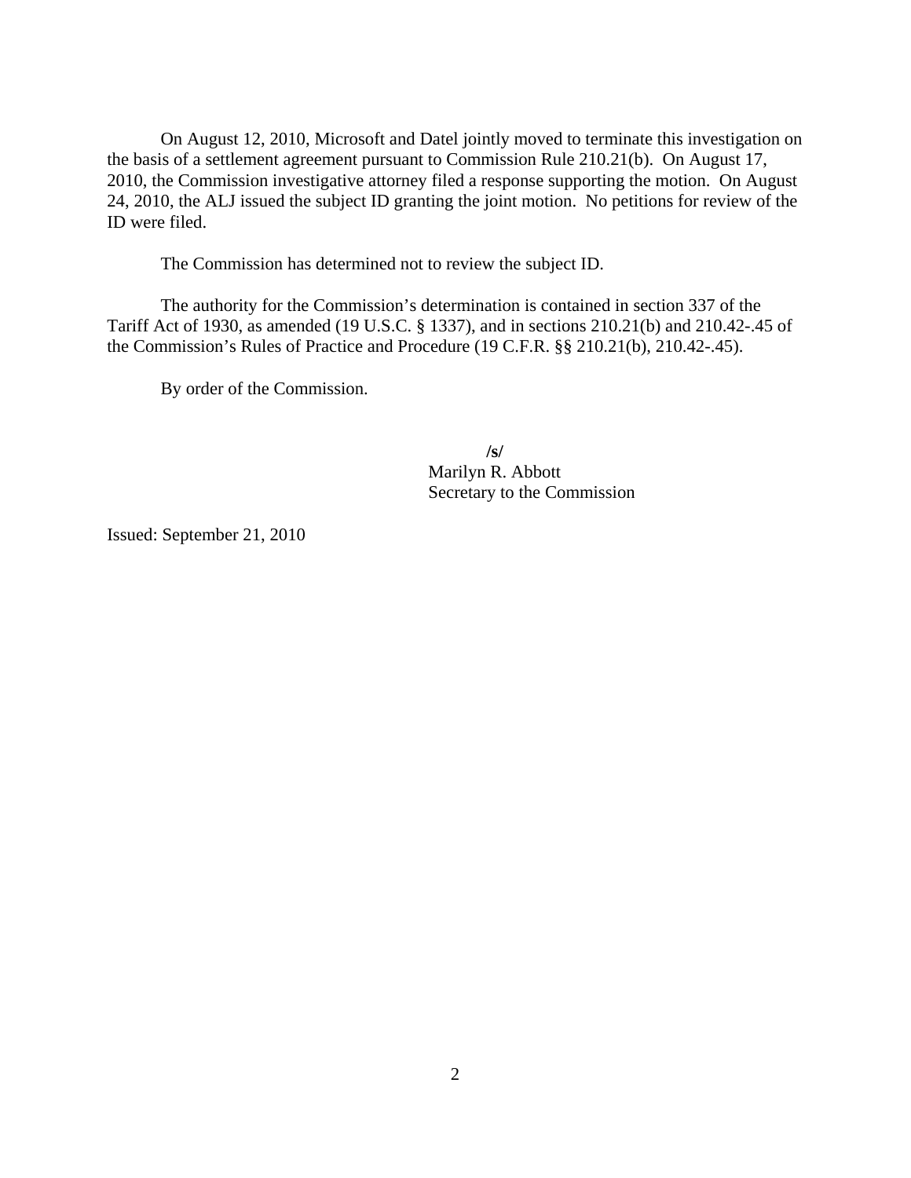On August 12, 2010, Microsoft and Datel jointly moved to terminate this investigation on the basis of a settlement agreement pursuant to Commission Rule 210.21(b). On August 17, 2010, the Commission investigative attorney filed a response supporting the motion. On August 24, 2010, the ALJ issued the subject ID granting the joint motion. No petitions for review of the ID were filed.

The Commission has determined not to review the subject ID.

The authority for the Commission's determination is contained in section 337 of the Tariff Act of 1930, as amended (19 U.S.C. § 1337), and in sections 210.21(b) and 210.42-.45 of the Commission's Rules of Practice and Procedure (19 C.F.R. §§ 210.21(b), 210.42-.45).

By order of the Commission.

**/s/**
Marilyn R. Abbott
Secretary to the Commission

Issued: September 21, 2010